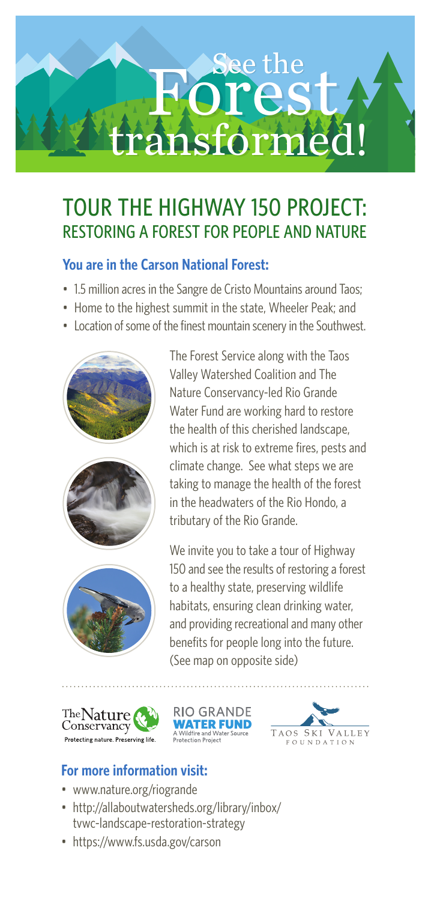# See the Forest transformed!

## TOUR THE HIGHWAY 150 PROJECT: RESTORING A FOREST FOR PEOPLE AND NATURE

### You are in the Carson National Forest:

- 1.5 million acres in the Sangre de Cristo Mountains around Taos;
- Home to the highest summit in the state, Wheeler Peak; and
- Location of some of the finest mountain scenery in the Southwest.

The Forest Service along with the Taos Valley Watershed Coalition and The Nature Conservancy-led Rio Grande Water Fund are working hard to restore the health of this cherished landscape, which is at risk to extreme fires, pests and climate change. See what steps we are taking to manage the health of the forest in the headwaters of the Rio Hondo, a tributary of the Rio Grande.

We invite you to take a tour of Highway 150 and see the results of restoring a forest to a healthy state, preserving wildlife habitats, ensuring clean drinking water, and providing recreational and many other benefits for people long into the future. (See map on opposite side)

The Nature Conservancy — Protecting nature. Preserving life.

RIO GRANDE WATER FUND — A Wildfire and Water Source Protection Project

TAOS SKI VALLEY FOUNDATION

### For more information visit:

- www.nature.org/riogrande
- http://allaboutwatersheds.org/library/inbox/tvwc-landscape-restoration-strategy
- https://www.fs.usda.gov/carson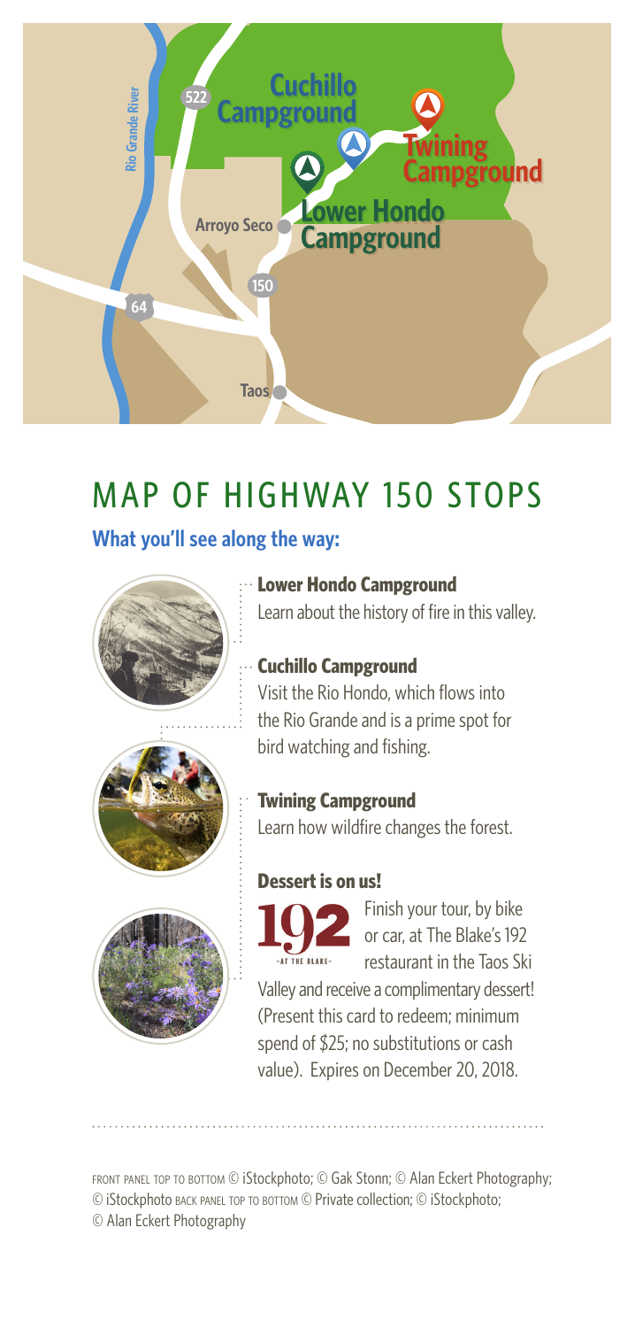Rio Grande River

522

Cuchillo Campground

Twining Campground

Arroyo Seco

Lower Hondo Campground

150

64

Taos

# MAP OF HIGHWAY 150 STOPS

**What you'll see along the way:**

**Lower Hondo Campground**
Learn about the history of fire in this valley.

**Cuchillo Campground**
Visit the Rio Hondo, which flows into the Rio Grande and is a prime spot for bird watching and fishing.

**Twining Campground**
Learn how wildfire changes the forest.

**Dessert is on us!**

192 –AT THE BLAKE–

Finish your tour, by bike or car, at The Blake's 192 restaurant in the Taos Ski Valley and receive a complimentary dessert! (Present this card to redeem; minimum spend of $25; no substitutions or cash value). Expires on December 20, 2018.

FRONT PANEL TOP TO BOTTOM © iStockphoto; © Gak Stonn; © Alan Eckert Photography; © iStockphoto BACK PANEL TOP TO BOTTOM © Private collection; © iStockphoto; © Alan Eckert Photography